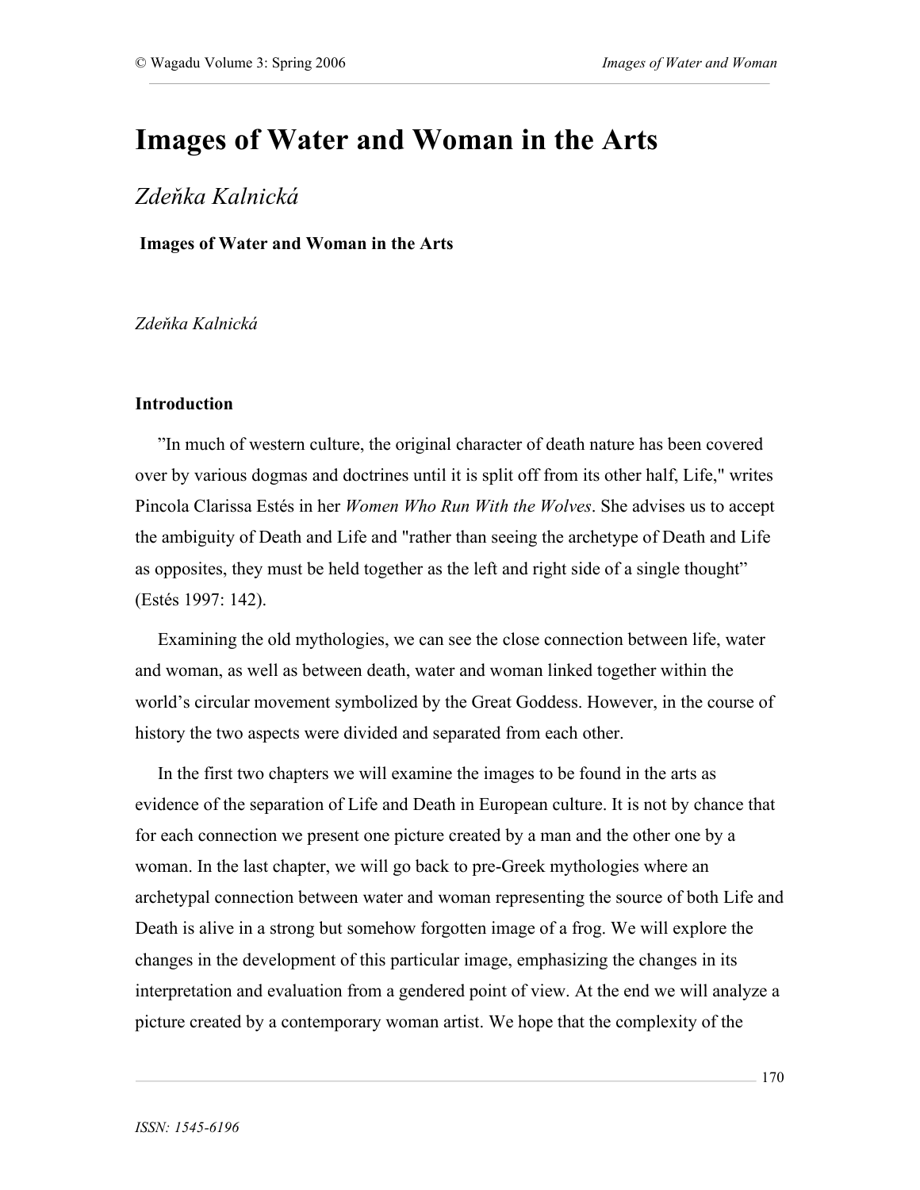# Images of Water and Woman in the Arts

*Zdeňka Kalnická*

**Images of Water and Woman in the Arts**

*Zdeňka Kalnická*

### Introduction

”In much of western culture, the original character of death nature has been covered over by various dogmas and doctrines until it is split off from its other half, Life," writes Pincola Clarissa Estés in her *Women Who Run With the Wolves*. She advises us to accept the ambiguity of Death and Life and "rather than seeing the archetype of Death and Life as opposites, they must be held together as the left and right side of a single thought” (Estés 1997: 142).

Examining the old mythologies, we can see the close connection between life, water and woman, as well as between death, water and woman linked together within the world’s circular movement symbolized by the Great Goddess. However, in the course of history the two aspects were divided and separated from each other.

In the first two chapters we will examine the images to be found in the arts as evidence of the separation of Life and Death in European culture. It is not by chance that for each connection we present one picture created by a man and the other one by a woman. In the last chapter, we will go back to pre-Greek mythologies where an archetypal connection between water and woman representing the source of both Life and Death is alive in a strong but somehow forgotten image of a frog. We will explore the changes in the development of this particular image, emphasizing the changes in its interpretation and evaluation from a gendered point of view. At the end we will analyze a picture created by a contemporary woman artist. We hope that the complexity of the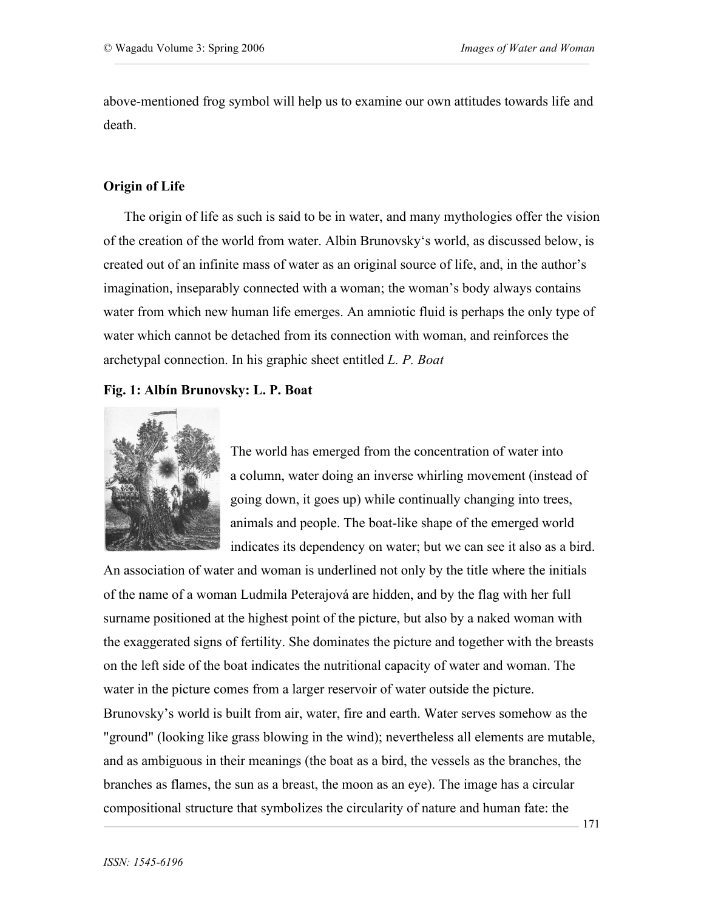above-mentioned frog symbol will help us to examine our own attitudes towards life and death.

**Origin of Life**

The origin of life as such is said to be in water, and many mythologies offer the vision of the creation of the world from water. Albin Brunovsky‘s world, as discussed below, is created out of an infinite mass of water as an original source of life, and, in the author's imagination, inseparably connected with a woman; the woman's body always contains water from which new human life emerges. An amniotic fluid is perhaps the only type of water which cannot be detached from its connection with woman, and reinforces the archetypal connection. In his graphic sheet entitled *L. P. Boat*

**Fig. 1: Albín Brunovsky: L. P. Boat**

The world has emerged from the concentration of water into a column, water doing an inverse whirling movement (instead of going down, it goes up) while continually changing into trees, animals and people. The boat-like shape of the emerged world indicates its dependency on water; but we can see it also as a bird. An association of water and woman is underlined not only by the title where the initials of the name of a woman Ludmila Peterajová are hidden, and by the flag with her full surname positioned at the highest point of the picture, but also by a naked woman with the exaggerated signs of fertility. She dominates the picture and together with the breasts on the left side of the boat indicates the nutritional capacity of water and woman. The water in the picture comes from a larger reservoir of water outside the picture. Brunovsky's world is built from air, water, fire and earth. Water serves somehow as the "ground" (looking like grass blowing in the wind); nevertheless all elements are mutable, and as ambiguous in their meanings (the boat as a bird, the vessels as the branches, the branches as flames, the sun as a breast, the moon as an eye). The image has a circular compositional structure that symbolizes the circularity of nature and human fate: the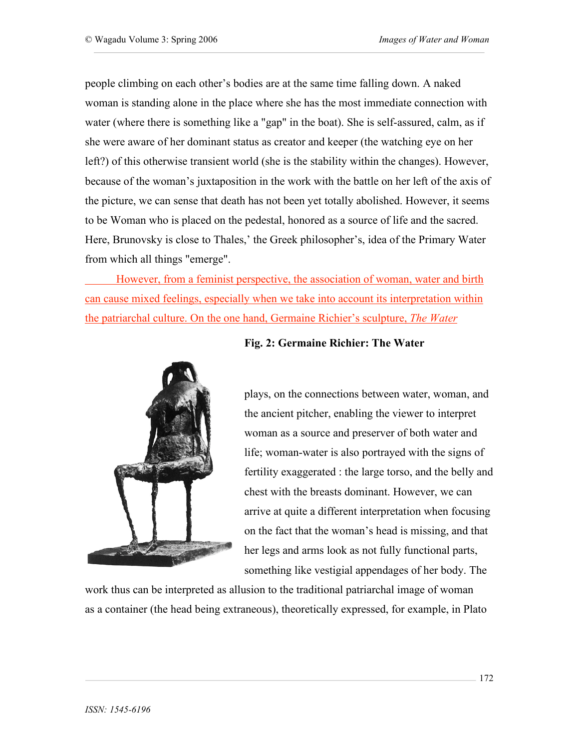people climbing on each other's bodies are at the same time falling down. A naked woman is standing alone in the place where she has the most immediate connection with water (where there is something like a "gap" in the boat). She is self-assured, calm, as if she were aware of her dominant status as creator and keeper (the watching eye on her left?) of this otherwise transient world (she is the stability within the changes). However, because of the woman's juxtaposition in the work with the battle on her left of the axis of the picture, we can sense that death has not been yet totally abolished. However, it seems to be Woman who is placed on the pedestal, honored as a source of life and the sacred. Here, Brunovsky is close to Thales,' the Greek philosopher's, idea of the Primary Water from which all things "emerge".

However, from a feminist perspective, the association of woman, water and birth can cause mixed feelings, especially when we take into account its interpretation within the patriarchal culture. On the one hand, Germaine Richier's sculpture, *The Water*

**Fig. 2: Germaine Richier: The Water**

plays, on the connections between water, woman, and the ancient pitcher, enabling the viewer to interpret woman as a source and preserver of both water and life; woman-water is also portrayed with the signs of fertility exaggerated : the large torso, and the belly and chest with the breasts dominant. However, we can arrive at quite a different interpretation when focusing on the fact that the woman's head is missing, and that her legs and arms look as not fully functional parts, something like vestigial appendages of her body. The work thus can be interpreted as allusion to the traditional patriarchal image of woman as a container (the head being extraneous), theoretically expressed, for example, in Plato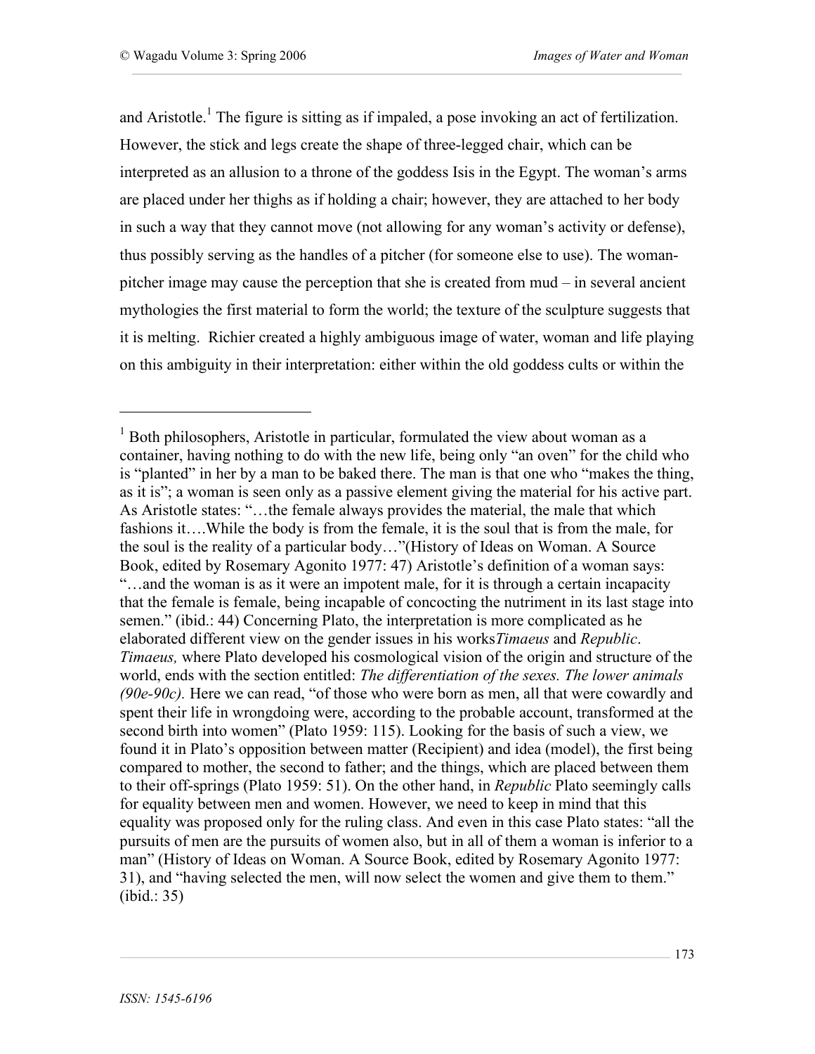and Aristotle.[1] The figure is sitting as if impaled, a pose invoking an act of fertilization. However, the stick and legs create the shape of three-legged chair, which can be interpreted as an allusion to a throne of the goddess Isis in the Egypt. The woman's arms are placed under her thighs as if holding a chair; however, they are attached to her body in such a way that they cannot move (not allowing for any woman's activity or defense), thus possibly serving as the handles of a pitcher (for someone else to use). The woman-pitcher image may cause the perception that she is created from mud – in several ancient mythologies the first material to form the world; the texture of the sculpture suggests that it is melting. Richier created a highly ambiguous image of water, woman and life playing on this ambiguity in their interpretation: either within the old goddess cults or within the

---

[1] Both philosophers, Aristotle in particular, formulated the view about woman as a container, having nothing to do with the new life, being only "an oven" for the child who is "planted" in her by a man to be baked there. The man is that one who "makes the thing, as it is"; a woman is seen only as a passive element giving the material for his active part. As Aristotle states: "…the female always provides the material, the male that which fashions it….While the body is from the female, it is the soul that is from the male, for the soul is the reality of a particular body…"(History of Ideas on Woman. A Source Book, edited by Rosemary Agonito 1977: 47) Aristotle's definition of a woman says: "…and the woman is as it were an impotent male, for it is through a certain incapacity that the female is female, being incapable of concocting the nutriment in its last stage into semen." (ibid.: 44) Concerning Plato, the interpretation is more complicated as he elaborated different view on the gender issues in his works*Timaeus* and *Republic*. *Timaeus,* where Plato developed his cosmological vision of the origin and structure of the world, ends with the section entitled: *The differentiation of the sexes. The lower animals (90e-90c).* Here we can read, "of those who were born as men, all that were cowardly and spent their life in wrongdoing were, according to the probable account, transformed at the second birth into women" (Plato 1959: 115). Looking for the basis of such a view, we found it in Plato's opposition between matter (Recipient) and idea (model), the first being compared to mother, the second to father; and the things, which are placed between them to their off-springs (Plato 1959: 51). On the other hand, in *Republic* Plato seemingly calls for equality between men and women. However, we need to keep in mind that this equality was proposed only for the ruling class. And even in this case Plato states: "all the pursuits of men are the pursuits of women also, but in all of them a woman is inferior to a man" (History of Ideas on Woman. A Source Book, edited by Rosemary Agonito 1977: 31), and "having selected the men, will now select the women and give them to them." (ibid.: 35)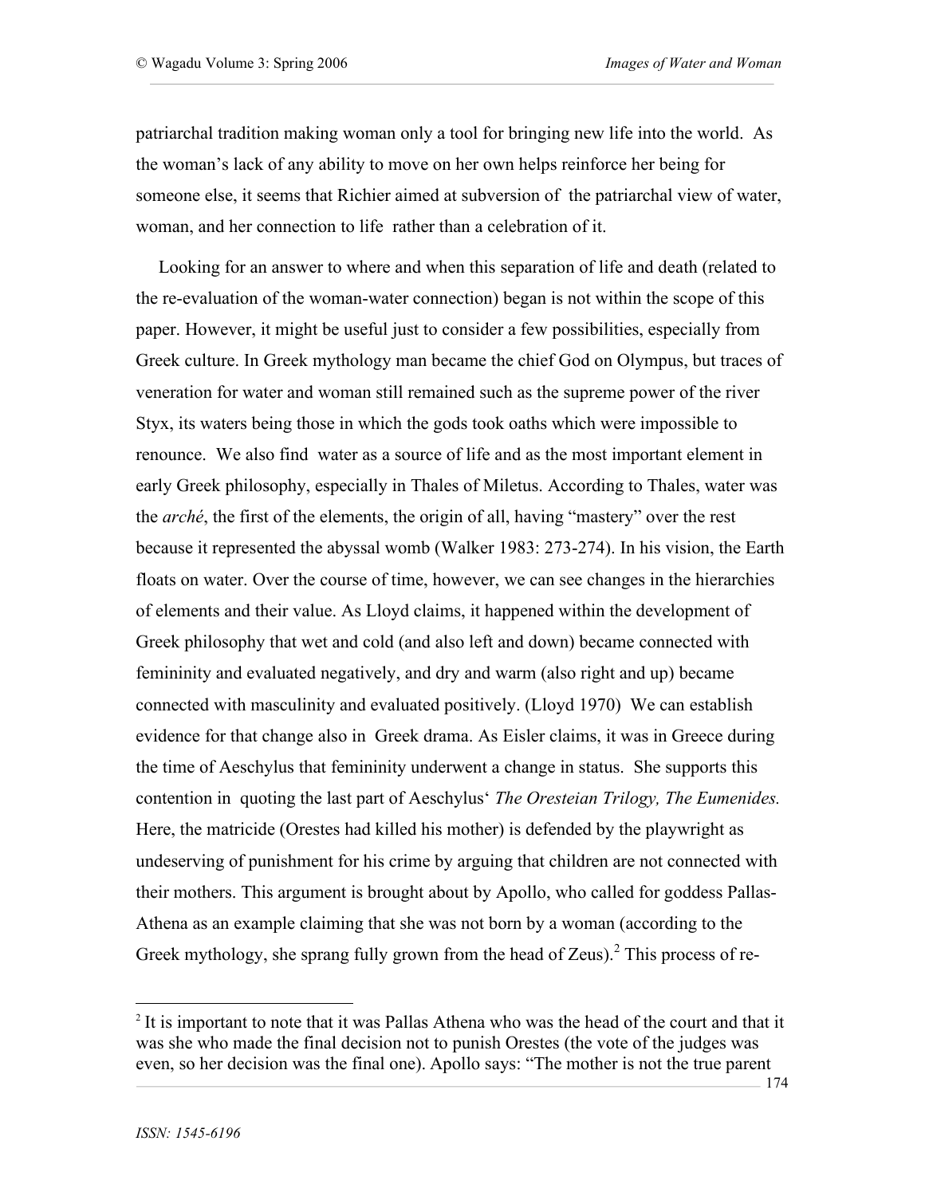patriarchal tradition making woman only a tool for bringing new life into the world. As the woman's lack of any ability to move on her own helps reinforce her being for someone else, it seems that Richier aimed at subversion of the patriarchal view of water, woman, and her connection to life rather than a celebration of it.

Looking for an answer to where and when this separation of life and death (related to the re-evaluation of the woman-water connection) began is not within the scope of this paper. However, it might be useful just to consider a few possibilities, especially from Greek culture. In Greek mythology man became the chief God on Olympus, but traces of veneration for water and woman still remained such as the supreme power of the river Styx, its waters being those in which the gods took oaths which were impossible to renounce. We also find water as a source of life and as the most important element in early Greek philosophy, especially in Thales of Miletus. According to Thales, water was the *arché*, the first of the elements, the origin of all, having "mastery" over the rest because it represented the abyssal womb (Walker 1983: 273-274). In his vision, the Earth floats on water. Over the course of time, however, we can see changes in the hierarchies of elements and their value. As Lloyd claims, it happened within the development of Greek philosophy that wet and cold (and also left and down) became connected with femininity and evaluated negatively, and dry and warm (also right and up) became connected with masculinity and evaluated positively. (Lloyd 1970) We can establish evidence for that change also in Greek drama. As Eisler claims, it was in Greece during the time of Aeschylus that femininity underwent a change in status. She supports this contention in quoting the last part of Aeschylus' *The Oresteian Trilogy, The Eumenides.* Here, the matricide (Orestes had killed his mother) is defended by the playwright as undeserving of punishment for his crime by arguing that children are not connected with their mothers. This argument is brought about by Apollo, who called for goddess Pallas-Athena as an example claiming that she was not born by a woman (according to the Greek mythology, she sprang fully grown from the head of Zeus).[2] This process of re-

[2] It is important to note that it was Pallas Athena who was the head of the court and that it was she who made the final decision not to punish Orestes (the vote of the judges was even, so her decision was the final one). Apollo says: "The mother is not the true parent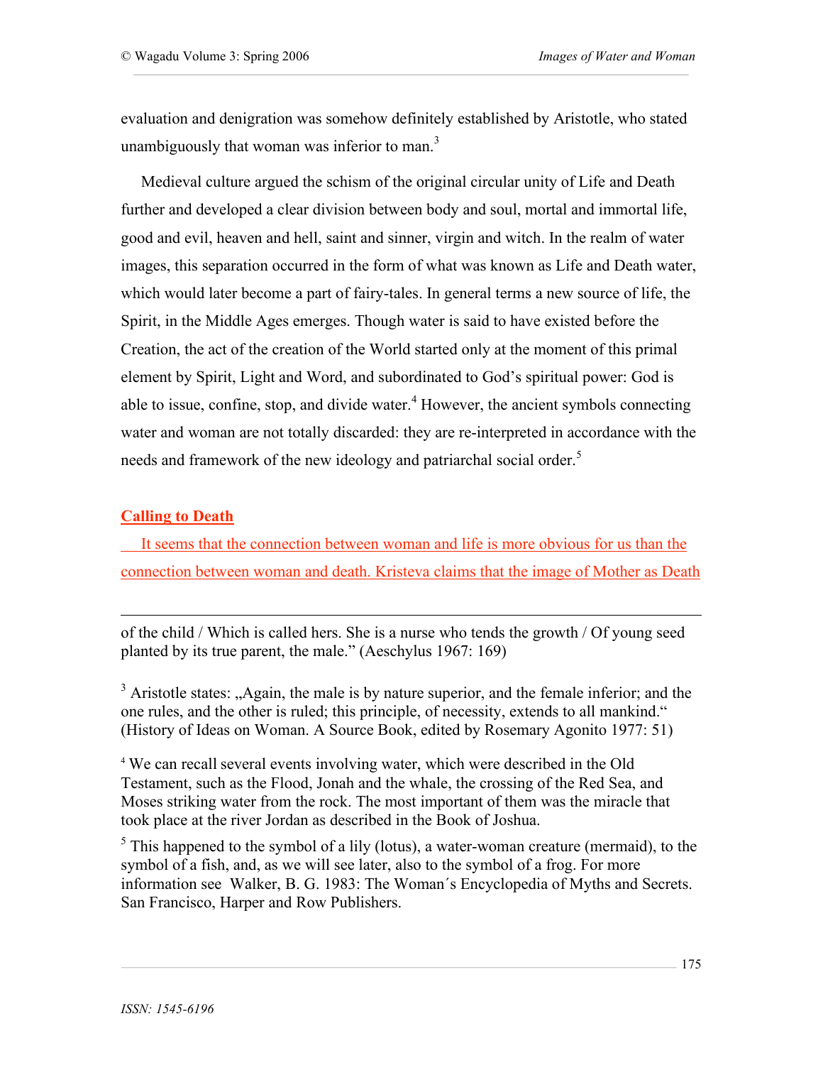evaluation and denigration was somehow definitely established by Aristotle, who stated unambiguously that woman was inferior to man.[3]

Medieval culture argued the schism of the original circular unity of Life and Death further and developed a clear division between body and soul, mortal and immortal life, good and evil, heaven and hell, saint and sinner, virgin and witch. In the realm of water images, this separation occurred in the form of what was known as Life and Death water, which would later become a part of fairy-tales. In general terms a new source of life, the Spirit, in the Middle Ages emerges. Though water is said to have existed before the Creation, the act of the creation of the World started only at the moment of this primal element by Spirit, Light and Word, and subordinated to God's spiritual power: God is able to issue, confine, stop, and divide water.[4] However, the ancient symbols connecting water and woman are not totally discarded: they are re-interpreted in accordance with the needs and framework of the new ideology and patriarchal social order.[5]

## Calling to Death

It seems that the connection between woman and life is more obvious for us than the connection between woman and death. Kristeva claims that the image of Mother as Death

---

of the child / Which is called hers. She is a nurse who tends the growth / Of young seed planted by its true parent, the male." (Aeschylus 1967: 169)

[3] Aristotle states: „Again, the male is by nature superior, and the female inferior; and the one rules, and the other is ruled; this principle, of necessity, extends to all mankind." (History of Ideas on Woman. A Source Book, edited by Rosemary Agonito 1977: 51)

[4] We can recall several events involving water, which were described in the Old Testament, such as the Flood, Jonah and the whale, the crossing of the Red Sea, and Moses striking water from the rock. The most important of them was the miracle that took place at the river Jordan as described in the Book of Joshua.

[5] This happened to the symbol of a lily (lotus), a water-woman creature (mermaid), to the symbol of a fish, and, as we will see later, also to the symbol of a frog. For more information see Walker, B. G. 1983: The Woman´s Encyclopedia of Myths and Secrets. San Francisco, Harper and Row Publishers.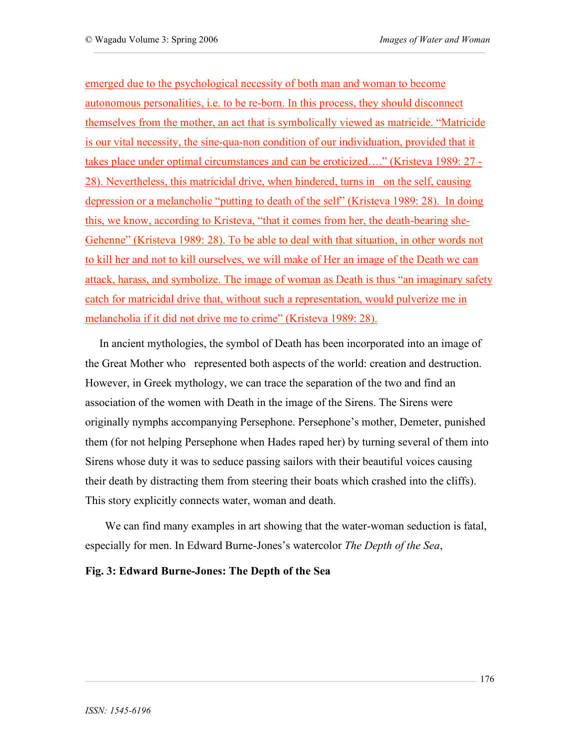emerged due to the psychological necessity of both man and woman to become autonomous personalities, i.e. to be re-born. In this process, they should disconnect themselves from the mother, an act that is symbolically viewed as matricide. "Matricide is our vital necessity, the sine-qua-non condition of our individuation, provided that it takes place under optimal circumstances and can be eroticized…." (Kristeva 1989: 27 - 28). Nevertheless, this matricidal drive, when hindered, turns in on the self, causing depression or a melancholic "putting to death of the self" (Kristeva 1989: 28). In doing this, we know, according to Kristeva, "that it comes from her, the death-bearing she-Gehenne" (Kristeva 1989: 28). To be able to deal with that situation, in other words not to kill her and not to kill ourselves, we will make of Her an image of the Death we can attack, harass, and symbolize. The image of woman as Death is thus "an imaginary safety catch for matricidal drive that, without such a representation, would pulverize me in melancholia if it did not drive me to crime" (Kristeva 1989: 28).

In ancient mythologies, the symbol of Death has been incorporated into an image of the Great Mother who represented both aspects of the world: creation and destruction. However, in Greek mythology, we can trace the separation of the two and find an association of the women with Death in the image of the Sirens. The Sirens were originally nymphs accompanying Persephone. Persephone's mother, Demeter, punished them (for not helping Persephone when Hades raped her) by turning several of them into Sirens whose duty it was to seduce passing sailors with their beautiful voices causing their death by distracting them from steering their boats which crashed into the cliffs). This story explicitly connects water, woman and death.

We can find many examples in art showing that the water-woman seduction is fatal, especially for men. In Edward Burne-Jones's watercolor *The Depth of the Sea*,

**Fig. 3: Edward Burne-Jones: The Depth of the Sea**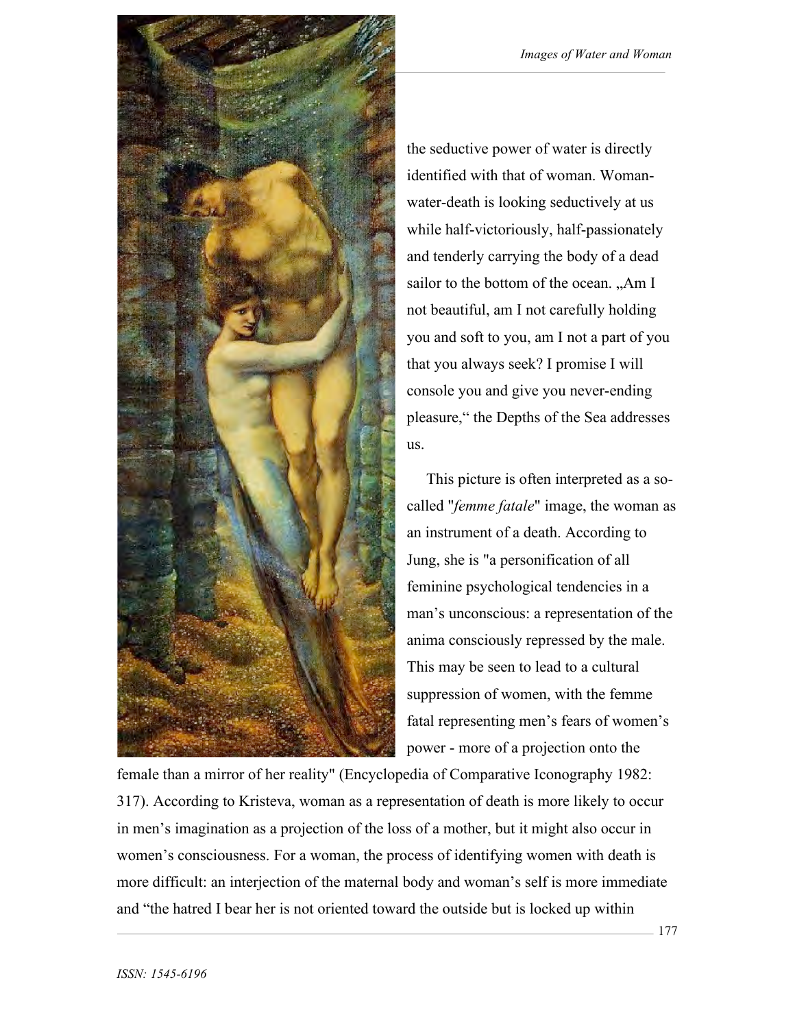the seductive power of water is directly identified with that of woman. Woman-water-death is looking seductively at us while half-victoriously, half-passionately and tenderly carrying the body of a dead sailor to the bottom of the ocean. „Am I not beautiful, am I not carefully holding you and soft to you, am I not a part of you that you always seek? I promise I will console you and give you never-ending pleasure," the Depths of the Sea addresses us.

This picture is often interpreted as a so-called "*femme fatale*" image, the woman as an instrument of a death. According to Jung, she is "a personification of all feminine psychological tendencies in a man's unconscious: a representation of the anima consciously repressed by the male. This may be seen to lead to a cultural suppression of women, with the femme fatal representing men's fears of women's power - more of a projection onto the female than a mirror of her reality" (Encyclopedia of Comparative Iconography 1982: 317). According to Kristeva, woman as a representation of death is more likely to occur in men's imagination as a projection of the loss of a mother, but it might also occur in women's consciousness. For a woman, the process of identifying women with death is more difficult: an interjection of the maternal body and woman's self is more immediate and "the hatred I bear her is not oriented toward the outside but is locked up within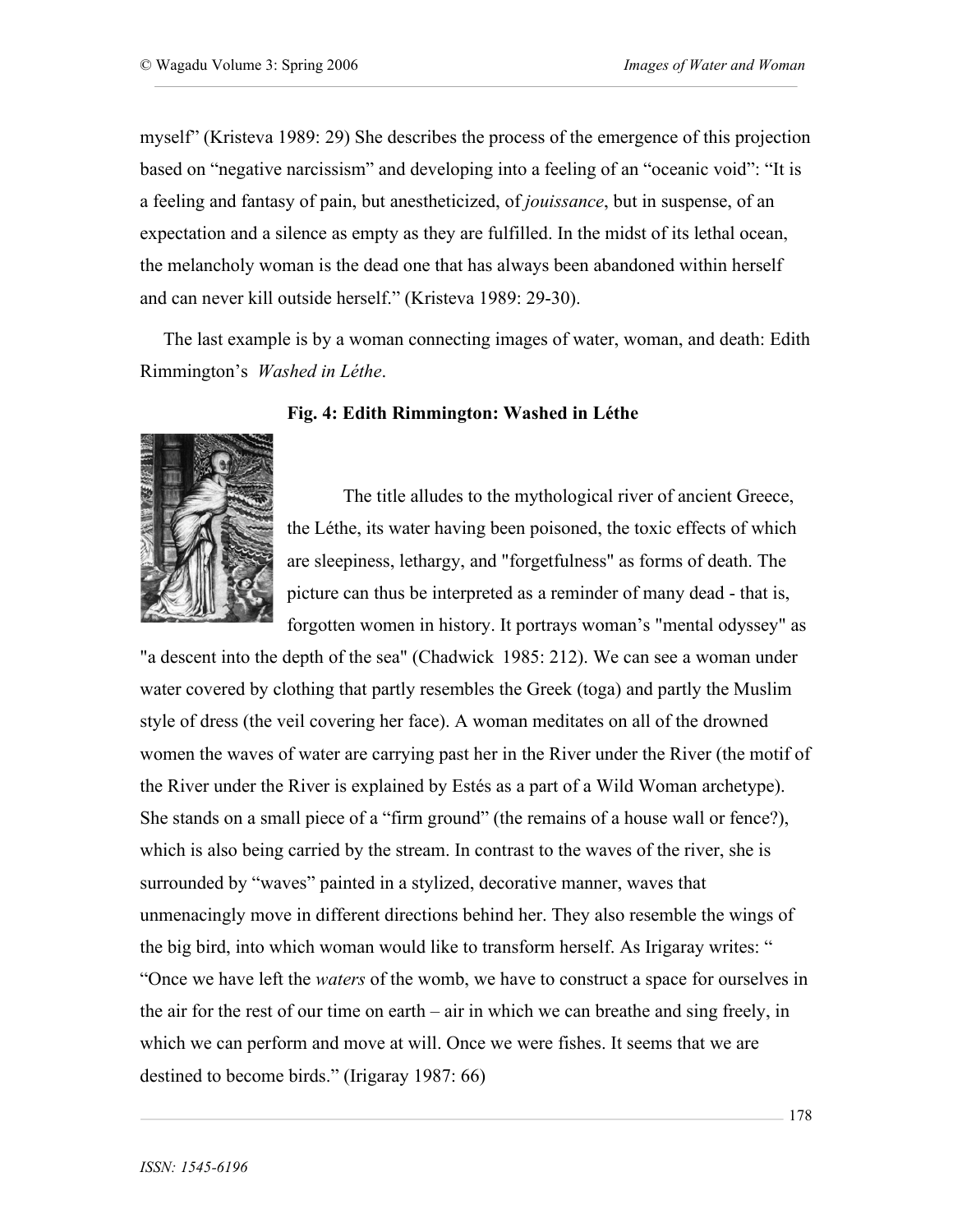myself" (Kristeva 1989: 29) She describes the process of the emergence of this projection based on "negative narcissism" and developing into a feeling of an "oceanic void": "It is a feeling and fantasy of pain, but anestheticized, of *jouissance*, but in suspense, of an expectation and a silence as empty as they are fulfilled. In the midst of its lethal ocean, the melancholy woman is the dead one that has always been abandoned within herself and can never kill outside herself." (Kristeva 1989: 29-30).

The last example is by a woman connecting images of water, woman, and death: Edith Rimmington's *Washed in Léthe*.

**Fig. 4: Edith Rimmington: Washed in Léthe**

The title alludes to the mythological river of ancient Greece, the Léthe, its water having been poisoned, the toxic effects of which are sleepiness, lethargy, and "forgetfulness" as forms of death. The picture can thus be interpreted as a reminder of many dead - that is, forgotten women in history. It portrays woman's "mental odyssey" as "a descent into the depth of the sea" (Chadwick 1985: 212). We can see a woman under water covered by clothing that partly resembles the Greek (toga) and partly the Muslim style of dress (the veil covering her face). A woman meditates on all of the drowned women the waves of water are carrying past her in the River under the River (the motif of the River under the River is explained by Estés as a part of a Wild Woman archetype). She stands on a small piece of a "firm ground" (the remains of a house wall or fence?), which is also being carried by the stream. In contrast to the waves of the river, she is surrounded by "waves" painted in a stylized, decorative manner, waves that unmenacingly move in different directions behind her. They also resemble the wings of the big bird, into which woman would like to transform herself. As Irigaray writes: " "Once we have left the *waters* of the womb, we have to construct a space for ourselves in the air for the rest of our time on earth – air in which we can breathe and sing freely, in which we can perform and move at will. Once we were fishes. It seems that we are destined to become birds." (Irigaray 1987: 66)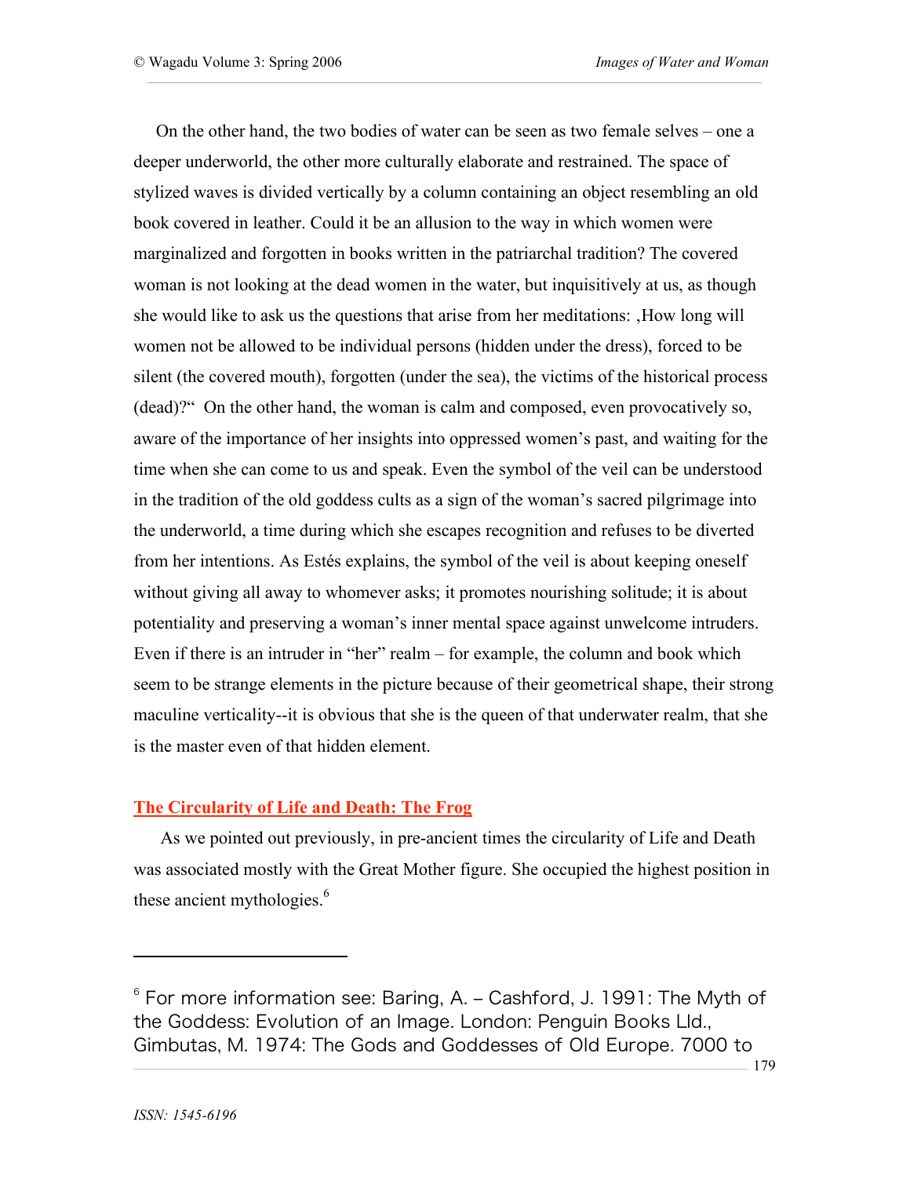On the other hand, the two bodies of water can be seen as two female selves – one a deeper underworld, the other more culturally elaborate and restrained. The space of stylized waves is divided vertically by a column containing an object resembling an old book covered in leather. Could it be an allusion to the way in which women were marginalized and forgotten in books written in the patriarchal tradition? The covered woman is not looking at the dead women in the water, but inquisitively at us, as though she would like to ask us the questions that arise from her meditations: ‚How long will women not be allowed to be individual persons (hidden under the dress), forced to be silent (the covered mouth), forgotten (under the sea), the victims of the historical process (dead)?" On the other hand, the woman is calm and composed, even provocatively so, aware of the importance of her insights into oppressed women's past, and waiting for the time when she can come to us and speak. Even the symbol of the veil can be understood in the tradition of the old goddess cults as a sign of the woman's sacred pilgrimage into the underworld, a time during which she escapes recognition and refuses to be diverted from her intentions. As Estés explains, the symbol of the veil is about keeping oneself without giving all away to whomever asks; it promotes nourishing solitude; it is about potentiality and preserving a woman's inner mental space against unwelcome intruders. Even if there is an intruder in "her" realm – for example, the column and book which seem to be strange elements in the picture because of their geometrical shape, their strong maculine verticality--it is obvious that she is the queen of that underwater realm, that she is the master even of that hidden element.

## The Circularity of Life and Death: The Frog

As we pointed out previously, in pre-ancient times the circularity of Life and Death was associated mostly with the Great Mother figure. She occupied the highest position in these ancient mythologies.[6]

---

[6] For more information see: Baring, A. – Cashford, J. 1991: The Myth of the Goddess: Evolution of an Image. London: Penguin Books Lld., Gimbutas, M. 1974: The Gods and Goddesses of Old Europe. 7000 to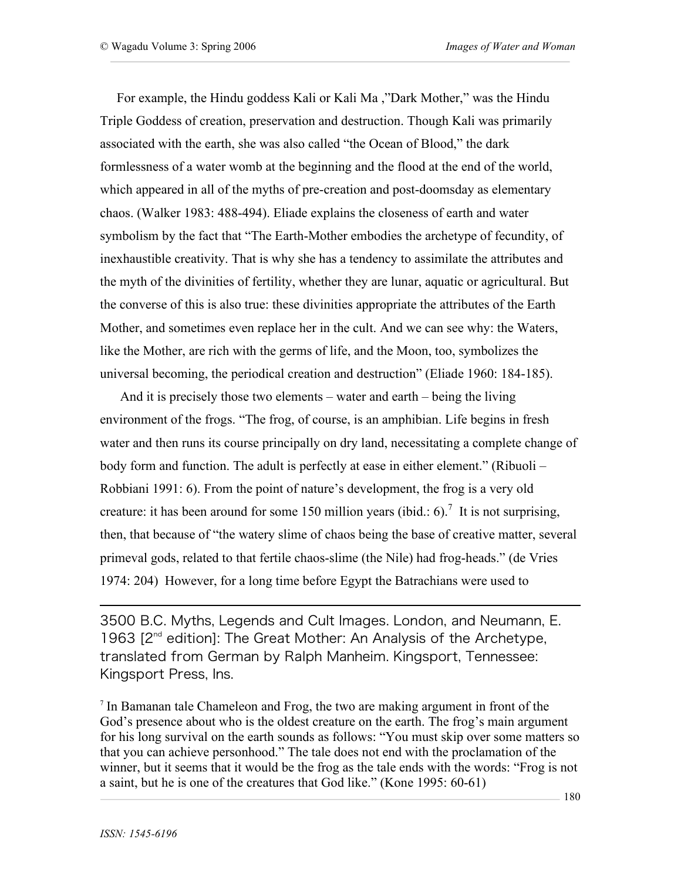For example, the Hindu goddess Kali or Kali Ma ,"Dark Mother," was the Hindu Triple Goddess of creation, preservation and destruction. Though Kali was primarily associated with the earth, she was also called "the Ocean of Blood," the dark formlessness of a water womb at the beginning and the flood at the end of the world, which appeared in all of the myths of pre-creation and post-doomsday as elementary chaos. (Walker 1983: 488-494). Eliade explains the closeness of earth and water symbolism by the fact that "The Earth-Mother embodies the archetype of fecundity, of inexhaustible creativity. That is why she has a tendency to assimilate the attributes and the myth of the divinities of fertility, whether they are lunar, aquatic or agricultural. But the converse of this is also true: these divinities appropriate the attributes of the Earth Mother, and sometimes even replace her in the cult. And we can see why: the Waters, like the Mother, are rich with the germs of life, and the Moon, too, symbolizes the universal becoming, the periodical creation and destruction" (Eliade 1960: 184-185).

And it is precisely those two elements – water and earth – being the living environment of the frogs. "The frog, of course, is an amphibian. Life begins in fresh water and then runs its course principally on dry land, necessitating a complete change of body form and function. The adult is perfectly at ease in either element." (Ribuoli – Robbiani 1991: 6). From the point of nature's development, the frog is a very old creature: it has been around for some 150 million years (ibid.: 6).[7] It is not surprising, then, that because of "the watery slime of chaos being the base of creative matter, several primeval gods, related to that fertile chaos-slime (the Nile) had frog-heads." (de Vries 1974: 204) However, for a long time before Egypt the Batrachians were used to

---

3500 B.C. Myths, Legends and Cult Images. London, and Neumann, E. 1963 [2nd edition]: The Great Mother: An Analysis of the Archetype, translated from German by Ralph Manheim. Kingsport, Tennessee: Kingsport Press, Ins.

[7] In Bamanan tale Chameleon and Frog, the two are making argument in front of the God's presence about who is the oldest creature on the earth. The frog's main argument for his long survival on the earth sounds as follows: "You must skip over some matters so that you can achieve personhood." The tale does not end with the proclamation of the winner, but it seems that it would be the frog as the tale ends with the words: "Frog is not a saint, but he is one of the creatures that God like." (Kone 1995: 60-61)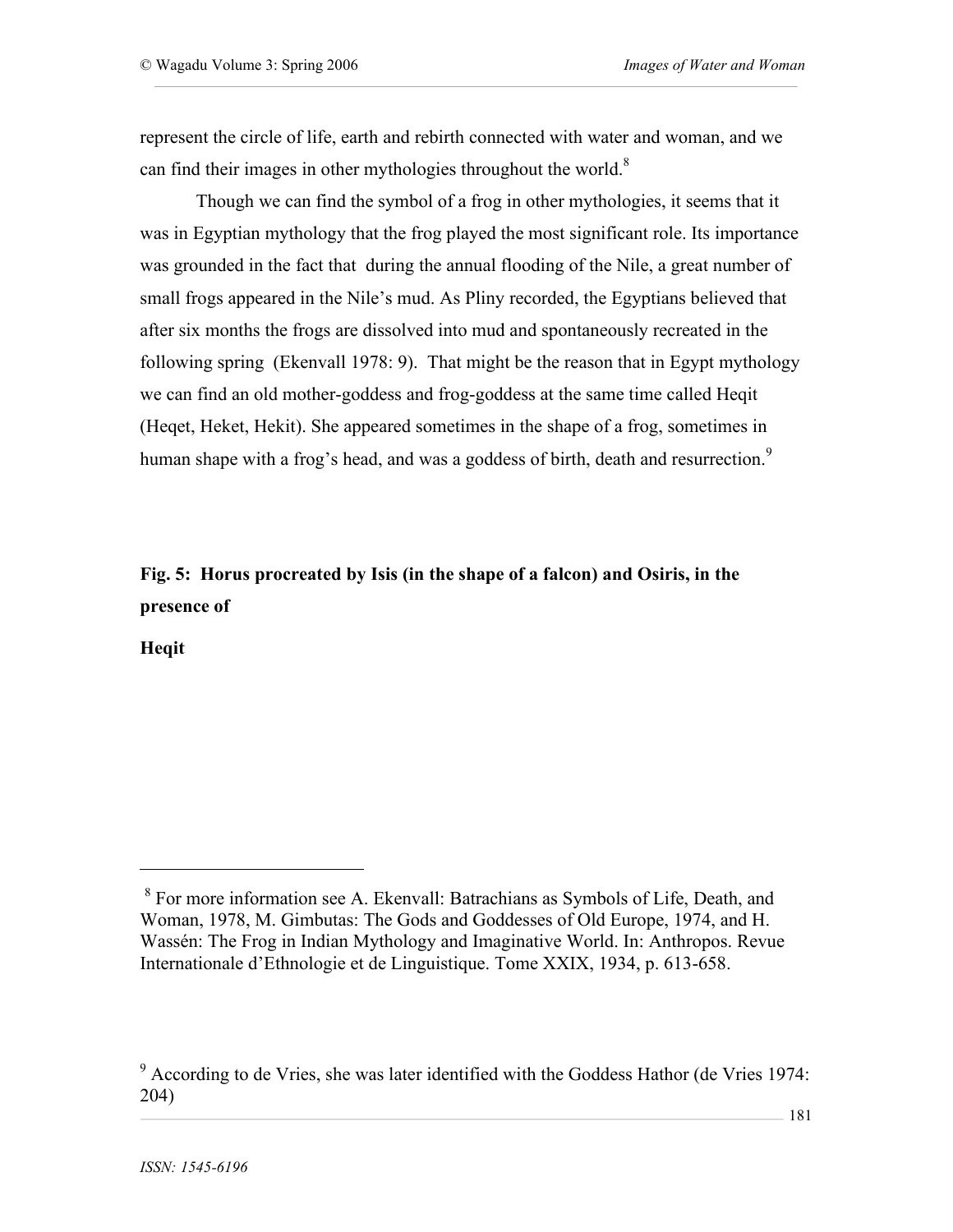represent the circle of life, earth and rebirth connected with water and woman, and we can find their images in other mythologies throughout the world.[8]

Though we can find the symbol of a frog in other mythologies, it seems that it was in Egyptian mythology that the frog played the most significant role. Its importance was grounded in the fact that during the annual flooding of the Nile, a great number of small frogs appeared in the Nile's mud. As Pliny recorded, the Egyptians believed that after six months the frogs are dissolved into mud and spontaneously recreated in the following spring (Ekenvall 1978: 9). That might be the reason that in Egypt mythology we can find an old mother-goddess and frog-goddess at the same time called Heqit (Heqet, Heket, Hekit). She appeared sometimes in the shape of a frog, sometimes in human shape with a frog's head, and was a goddess of birth, death and resurrection.[9]

**Fig. 5: Horus procreated by Isis (in the shape of a falcon) and Osiris, in the presence of Heqit**

---

[8] For more information see A. Ekenvall: Batrachians as Symbols of Life, Death, and Woman, 1978, M. Gimbutas: The Gods and Goddesses of Old Europe, 1974, and H. Wassén: The Frog in Indian Mythology and Imaginative World. In: Anthropos. Revue Internationale d'Ethnologie et de Linguistique. Tome XXIX, 1934, p. 613-658.

[9] According to de Vries, she was later identified with the Goddess Hathor (de Vries 1974: 204)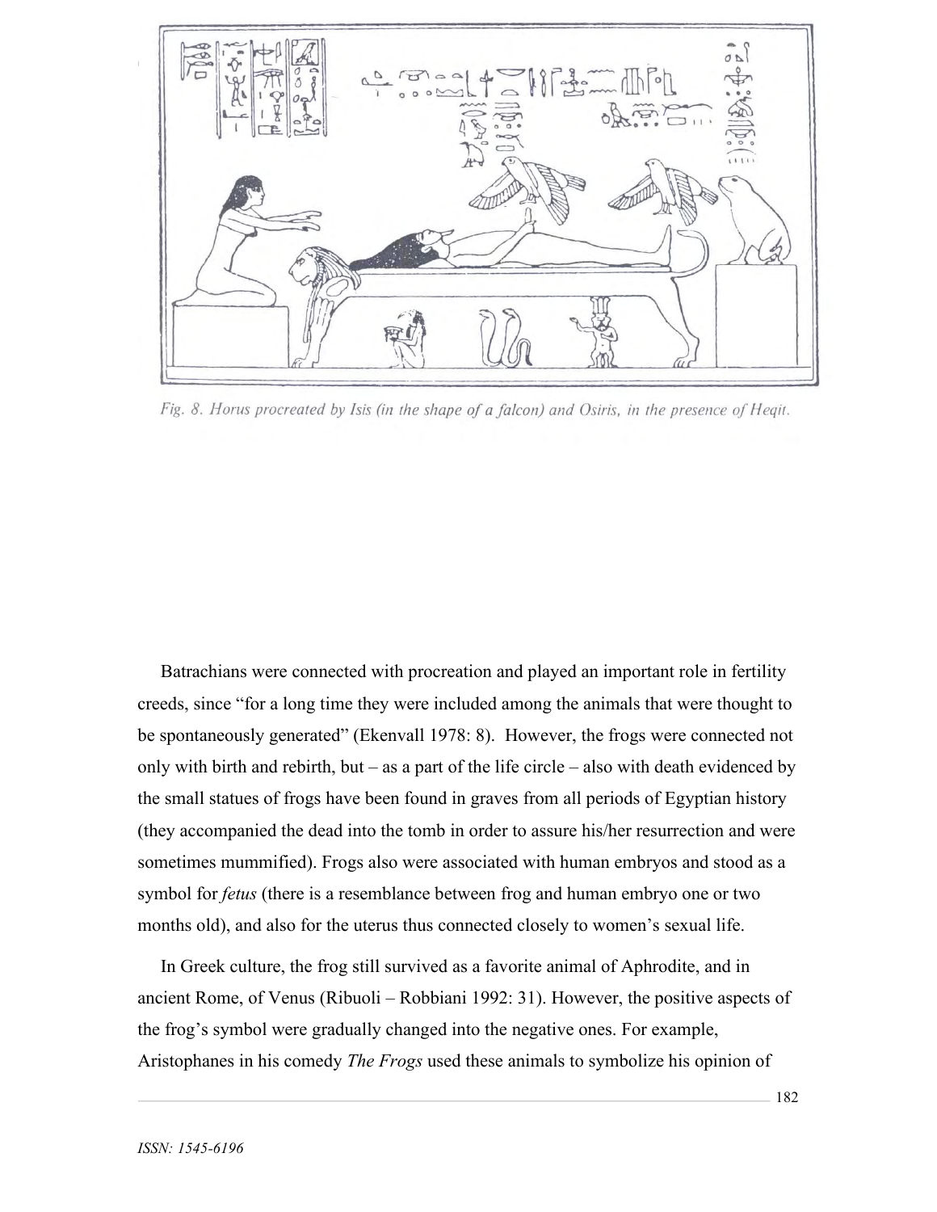Fig. 8. *Horus procreated by Isis (in the shape of a falcon) and Osiris, in the presence of Heqit.*

Batrachians were connected with procreation and played an important role in fertility creeds, since "for a long time they were included among the animals that were thought to be spontaneously generated" (Ekenvall 1978: 8). However, the frogs were connected not only with birth and rebirth, but – as a part of the life circle – also with death evidenced by the small statues of frogs have been found in graves from all periods of Egyptian history (they accompanied the dead into the tomb in order to assure his/her resurrection and were sometimes mummified). Frogs also were associated with human embryos and stood as a symbol for *fetus* (there is a resemblance between frog and human embryo one or two months old), and also for the uterus thus connected closely to women's sexual life.

In Greek culture, the frog still survived as a favorite animal of Aphrodite, and in ancient Rome, of Venus (Ribuoli – Robbiani 1992: 31). However, the positive aspects of the frog's symbol were gradually changed into the negative ones. For example, Aristophanes in his comedy *The Frogs* used these animals to symbolize his opinion of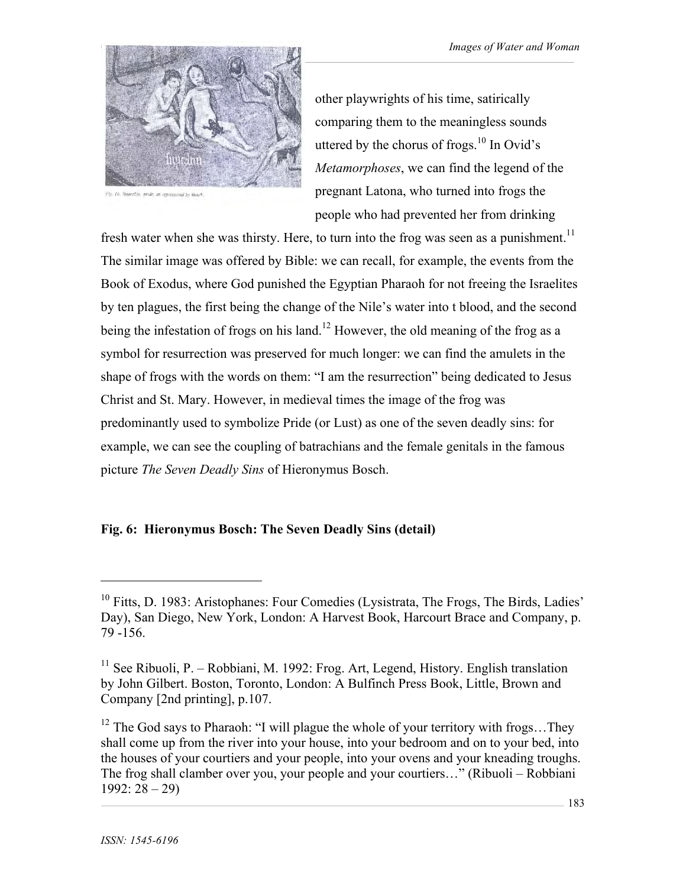other playwrights of his time, satirically comparing them to the meaningless sounds uttered by the chorus of frogs.[10] In Ovid's *Metamorphoses*, we can find the legend of the pregnant Latona, who turned into frogs the people who had prevented her from drinking fresh water when she was thirsty. Here, to turn into the frog was seen as a punishment.[11] The similar image was offered by Bible: we can recall, for example, the events from the Book of Exodus, where God punished the Egyptian Pharaoh for not freeing the Israelites by ten plagues, the first being the change of the Nile's water into t blood, and the second being the infestation of frogs on his land.[12] However, the old meaning of the frog as a symbol for resurrection was preserved for much longer: we can find the amulets in the shape of frogs with the words on them: "I am the resurrection" being dedicated to Jesus Christ and St. Mary. However, in medieval times the image of the frog was predominantly used to symbolize Pride (or Lust) as one of the seven deadly sins: for example, we can see the coupling of batrachians and the female genitals in the famous picture *The Seven Deadly Sins* of Hieronymus Bosch.

**Fig. 6: Hieronymus Bosch: The Seven Deadly Sins (detail)**

---

[10] Fitts, D. 1983: Aristophanes: Four Comedies (Lysistrata, The Frogs, The Birds, Ladies' Day), San Diego, New York, London: A Harvest Book, Harcourt Brace and Company, p. 79 -156.

[11] See Ribuoli, P. – Robbiani, M. 1992: Frog. Art, Legend, History. English translation by John Gilbert. Boston, Toronto, London: A Bulfinch Press Book, Little, Brown and Company [2nd printing], p.107.

[12] The God says to Pharaoh: "I will plague the whole of your territory with frogs…They shall come up from the river into your house, into your bedroom and on to your bed, into the houses of your courtiers and your people, into your ovens and your kneading troughs. The frog shall clamber over you, your people and your courtiers…" (Ribuoli – Robbiani 1992: 28 – 29)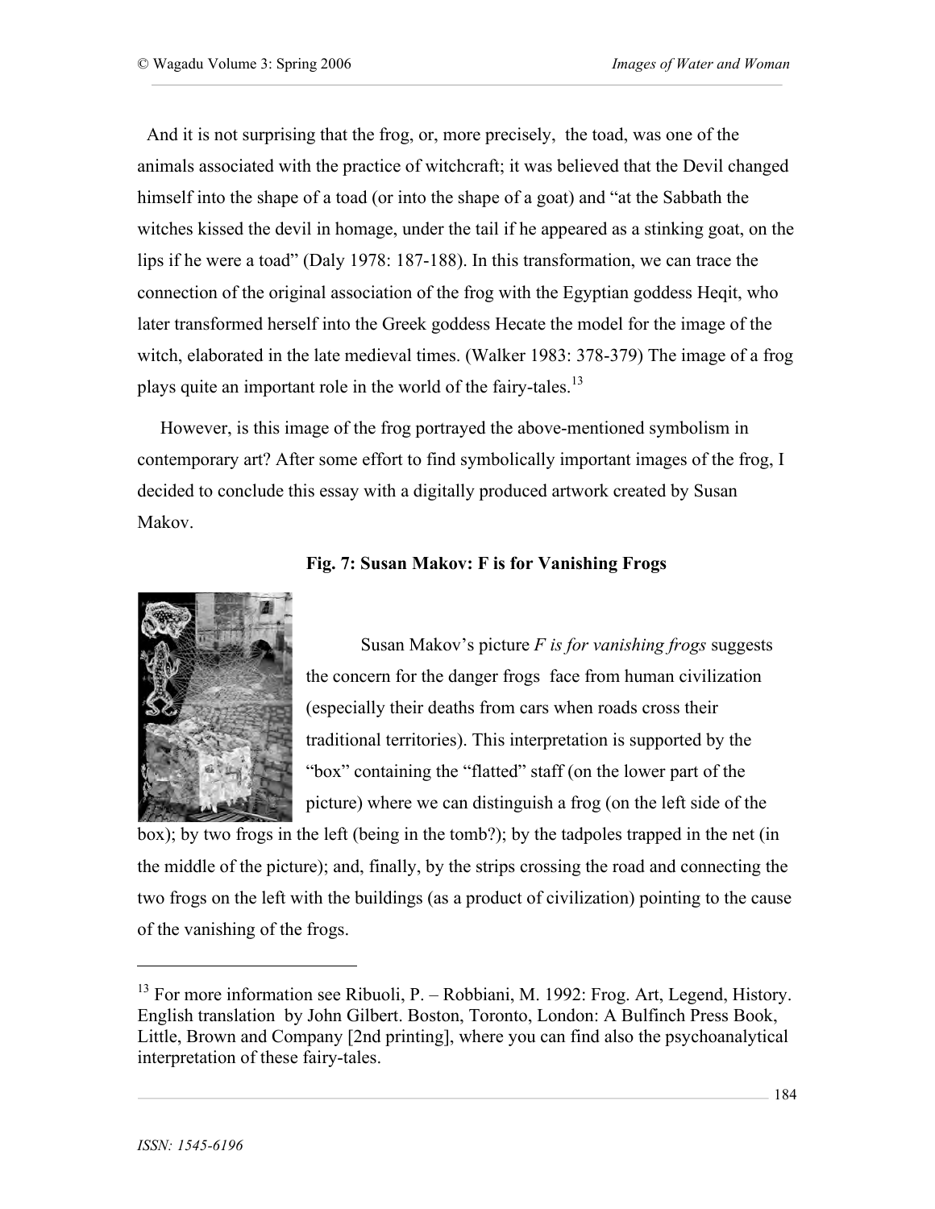And it is not surprising that the frog, or, more precisely, the toad, was one of the animals associated with the practice of witchcraft; it was believed that the Devil changed himself into the shape of a toad (or into the shape of a goat) and "at the Sabbath the witches kissed the devil in homage, under the tail if he appeared as a stinking goat, on the lips if he were a toad" (Daly 1978: 187-188). In this transformation, we can trace the connection of the original association of the frog with the Egyptian goddess Heqit, who later transformed herself into the Greek goddess Hecate the model for the image of the witch, elaborated in the late medieval times. (Walker 1983: 378-379) The image of a frog plays quite an important role in the world of the fairy-tales.[13]

However, is this image of the frog portrayed the above-mentioned symbolism in contemporary art? After some effort to find symbolically important images of the frog, I decided to conclude this essay with a digitally produced artwork created by Susan Makov.

**Fig. 7: Susan Makov: F is for Vanishing Frogs**

Susan Makov's picture *F is for vanishing frogs* suggests the concern for the danger frogs face from human civilization (especially their deaths from cars when roads cross their traditional territories). This interpretation is supported by the "box" containing the "flatted" staff (on the lower part of the picture) where we can distinguish a frog (on the left side of the box); by two frogs in the left (being in the tomb?); by the tadpoles trapped in the net (in the middle of the picture); and, finally, by the strips crossing the road and connecting the two frogs on the left with the buildings (as a product of civilization) pointing to the cause of the vanishing of the frogs.

---

[13] For more information see Ribuoli, P. – Robbiani, M. 1992: Frog. Art, Legend, History. English translation by John Gilbert. Boston, Toronto, London: A Bulfinch Press Book, Little, Brown and Company [2nd printing], where you can find also the psychoanalytical interpretation of these fairy-tales.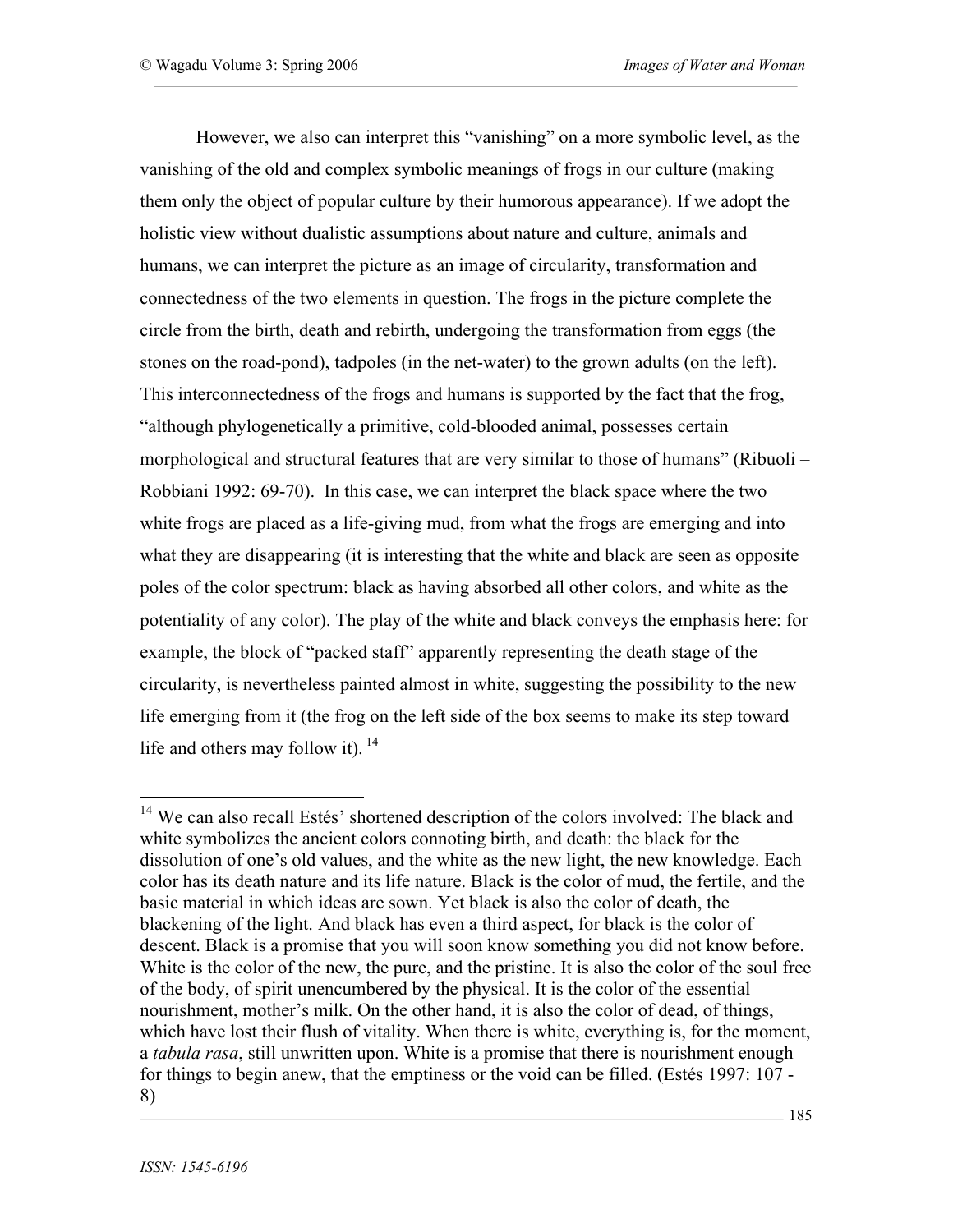However, we also can interpret this "vanishing" on a more symbolic level, as the vanishing of the old and complex symbolic meanings of frogs in our culture (making them only the object of popular culture by their humorous appearance). If we adopt the holistic view without dualistic assumptions about nature and culture, animals and humans, we can interpret the picture as an image of circularity, transformation and connectedness of the two elements in question. The frogs in the picture complete the circle from the birth, death and rebirth, undergoing the transformation from eggs (the stones on the road-pond), tadpoles (in the net-water) to the grown adults (on the left). This interconnectedness of the frogs and humans is supported by the fact that the frog, "although phylogenetically a primitive, cold-blooded animal, possesses certain morphological and structural features that are very similar to those of humans" (Ribuoli – Robbiani 1992: 69-70). In this case, we can interpret the black space where the two white frogs are placed as a life-giving mud, from what the frogs are emerging and into what they are disappearing (it is interesting that the white and black are seen as opposite poles of the color spectrum: black as having absorbed all other colors, and white as the potentiality of any color). The play of the white and black conveys the emphasis here: for example, the block of "packed staff" apparently representing the death stage of the circularity, is nevertheless painted almost in white, suggesting the possibility to the new life emerging from it (the frog on the left side of the box seems to make its step toward life and others may follow it). [14]

---

[14] We can also recall Estés' shortened description of the colors involved: The black and white symbolizes the ancient colors connoting birth, and death: the black for the dissolution of one's old values, and the white as the new light, the new knowledge. Each color has its death nature and its life nature. Black is the color of mud, the fertile, and the basic material in which ideas are sown. Yet black is also the color of death, the blackening of the light. And black has even a third aspect, for black is the color of descent. Black is a promise that you will soon know something you did not know before. White is the color of the new, the pure, and the pristine. It is also the color of the soul free of the body, of spirit unencumbered by the physical. It is the color of the essential nourishment, mother's milk. On the other hand, it is also the color of dead, of things, which have lost their flush of vitality. When there is white, everything is, for the moment, a *tabula rasa*, still unwritten upon. White is a promise that there is nourishment enough for things to begin anew, that the emptiness or the void can be filled. (Estés 1997: 107 - 8)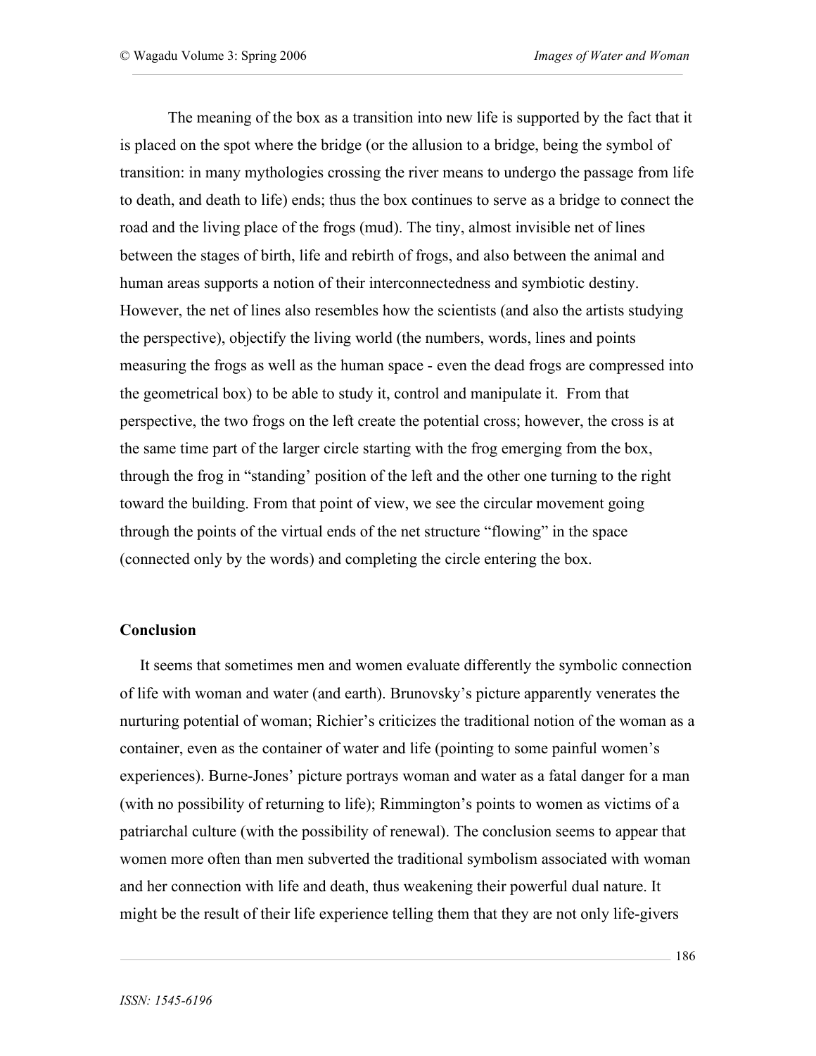The meaning of the box as a transition into new life is supported by the fact that it is placed on the spot where the bridge (or the allusion to a bridge, being the symbol of transition: in many mythologies crossing the river means to undergo the passage from life to death, and death to life) ends; thus the box continues to serve as a bridge to connect the road and the living place of the frogs (mud). The tiny, almost invisible net of lines between the stages of birth, life and rebirth of frogs, and also between the animal and human areas supports a notion of their interconnectedness and symbiotic destiny. However, the net of lines also resembles how the scientists (and also the artists studying the perspective), objectify the living world (the numbers, words, lines and points measuring the frogs as well as the human space - even the dead frogs are compressed into the geometrical box) to be able to study it, control and manipulate it. From that perspective, the two frogs on the left create the potential cross; however, the cross is at the same time part of the larger circle starting with the frog emerging from the box, through the frog in "standing' position of the left and the other one turning to the right toward the building. From that point of view, we see the circular movement going through the points of the virtual ends of the net structure "flowing" in the space (connected only by the words) and completing the circle entering the box.

## Conclusion

It seems that sometimes men and women evaluate differently the symbolic connection of life with woman and water (and earth). Brunovsky's picture apparently venerates the nurturing potential of woman; Richier's criticizes the traditional notion of the woman as a container, even as the container of water and life (pointing to some painful women's experiences). Burne-Jones' picture portrays woman and water as a fatal danger for a man (with no possibility of returning to life); Rimmington's points to women as victims of a patriarchal culture (with the possibility of renewal). The conclusion seems to appear that women more often than men subverted the traditional symbolism associated with woman and her connection with life and death, thus weakening their powerful dual nature. It might be the result of their life experience telling them that they are not only life-givers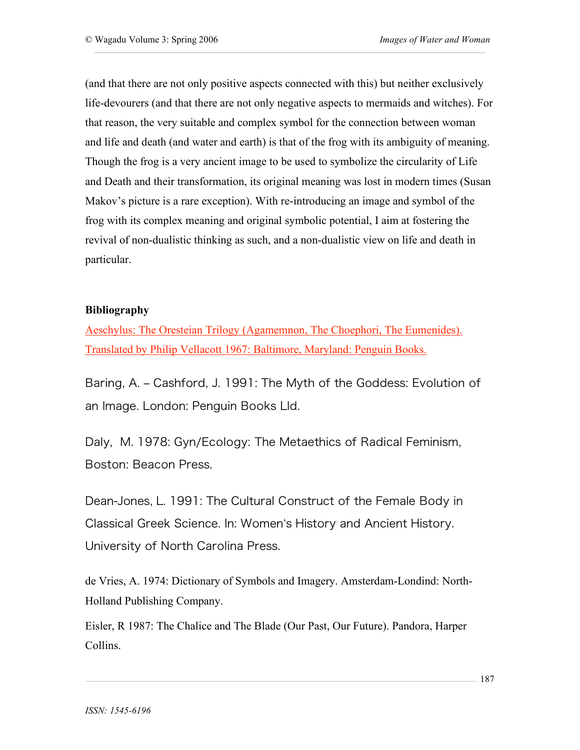(and that there are not only positive aspects connected with this) but neither exclusively life-devourers (and that there are not only negative aspects to mermaids and witches). For that reason, the very suitable and complex symbol for the connection between woman and life and death (and water and earth) is that of the frog with its ambiguity of meaning. Though the frog is a very ancient image to be used to symbolize the circularity of Life and Death and their transformation, its original meaning was lost in modern times (Susan Makov's picture is a rare exception). With re-introducing an image and symbol of the frog with its complex meaning and original symbolic potential, I aim at fostering the revival of non-dualistic thinking as such, and a non-dualistic view on life and death in particular.

**Bibliography**

Aeschylus: The Oresteian Trilogy (Agamemnon, The Choephori, The Eumenides). Translated by Philip Vellacott 1967: Baltimore, Maryland: Penguin Books.

Baring, A. – Cashford, J. 1991: The Myth of the Goddess: Evolution of an Image. London: Penguin Books Lld.

Daly, M. 1978: Gyn/Ecology: The Metaethics of Radical Feminism, Boston: Beacon Press.

Dean-Jones, L. 1991: The Cultural Construct of the Female Body in Classical Greek Science. In: Women's History and Ancient History. University of North Carolina Press.

de Vries, A. 1974: Dictionary of Symbols and Imagery. Amsterdam-Londind: North-Holland Publishing Company.

Eisler, R 1987: The Chalice and The Blade (Our Past, Our Future). Pandora, Harper Collins.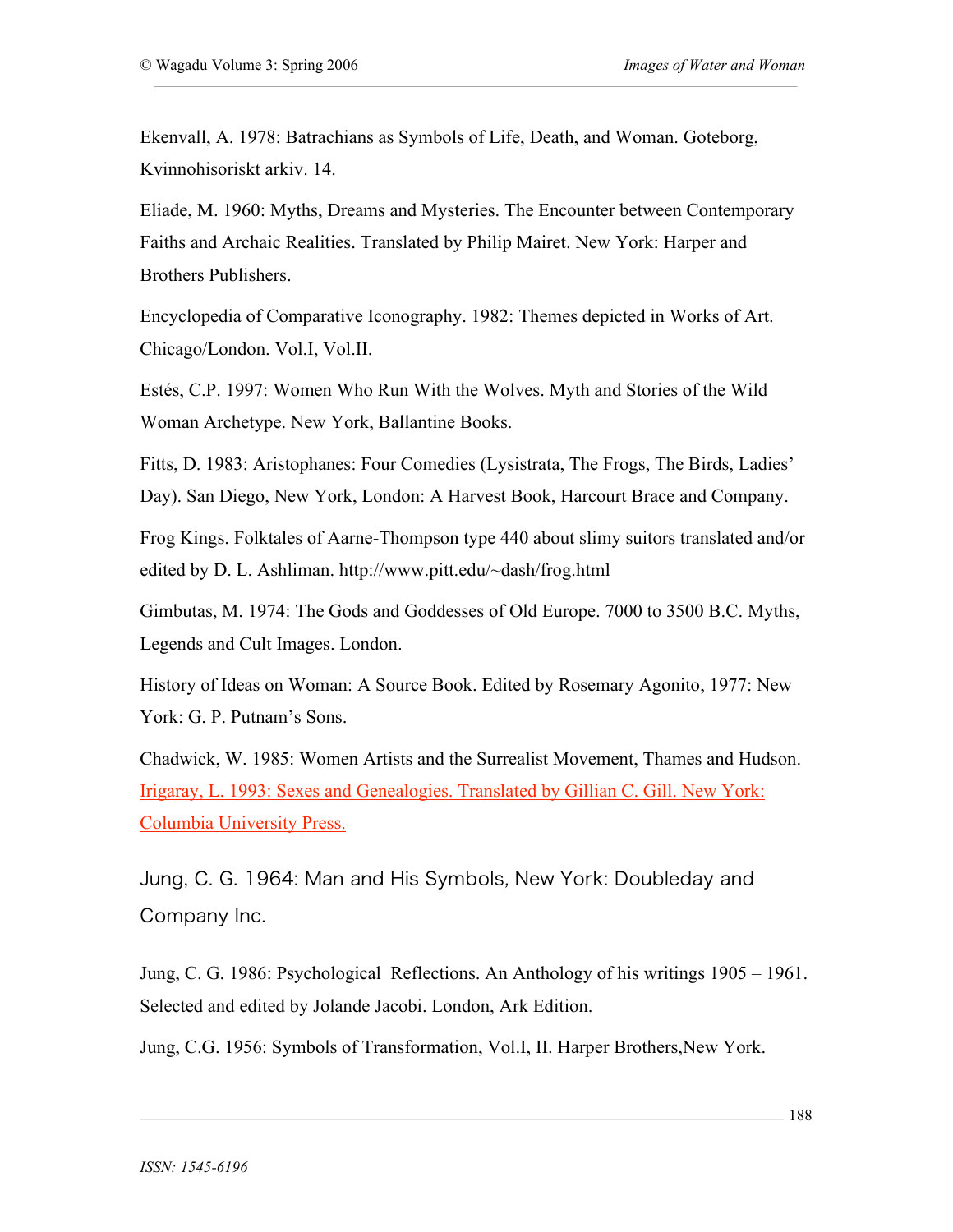Ekenvall, A. 1978: Batrachians as Symbols of Life, Death, and Woman. Goteborg, Kvinnohisoriskt arkiv. 14.

Eliade, M. 1960: Myths, Dreams and Mysteries. The Encounter between Contemporary Faiths and Archaic Realities. Translated by Philip Mairet. New York: Harper and Brothers Publishers.

Encyclopedia of Comparative Iconography. 1982: Themes depicted in Works of Art. Chicago/London. Vol.I, Vol.II.

Estés, C.P. 1997: Women Who Run With the Wolves. Myth and Stories of the Wild Woman Archetype. New York, Ballantine Books.

Fitts, D. 1983: Aristophanes: Four Comedies (Lysistrata, The Frogs, The Birds, Ladies' Day). San Diego, New York, London: A Harvest Book, Harcourt Brace and Company.

Frog Kings. Folktales of Aarne-Thompson type 440 about slimy suitors translated and/or edited by D. L. Ashliman. http://www.pitt.edu/~dash/frog.html

Gimbutas, M. 1974: The Gods and Goddesses of Old Europe. 7000 to 3500 B.C. Myths, Legends and Cult Images. London.

History of Ideas on Woman: A Source Book. Edited by Rosemary Agonito, 1977: New York: G. P. Putnam's Sons.

Chadwick, W. 1985: Women Artists and the Surrealist Movement, Thames and Hudson.

Irigaray, L. 1993: Sexes and Genealogies. Translated by Gillian C. Gill. New York: Columbia University Press.

Jung, C. G. 1964: Man and His Symbols, New York: Doubleday and Company Inc.

Jung, C. G. 1986: Psychological Reflections. An Anthology of his writings 1905 – 1961. Selected and edited by Jolande Jacobi. London, Ark Edition.

Jung, C.G. 1956: Symbols of Transformation, Vol.I, II. Harper Brothers,New York.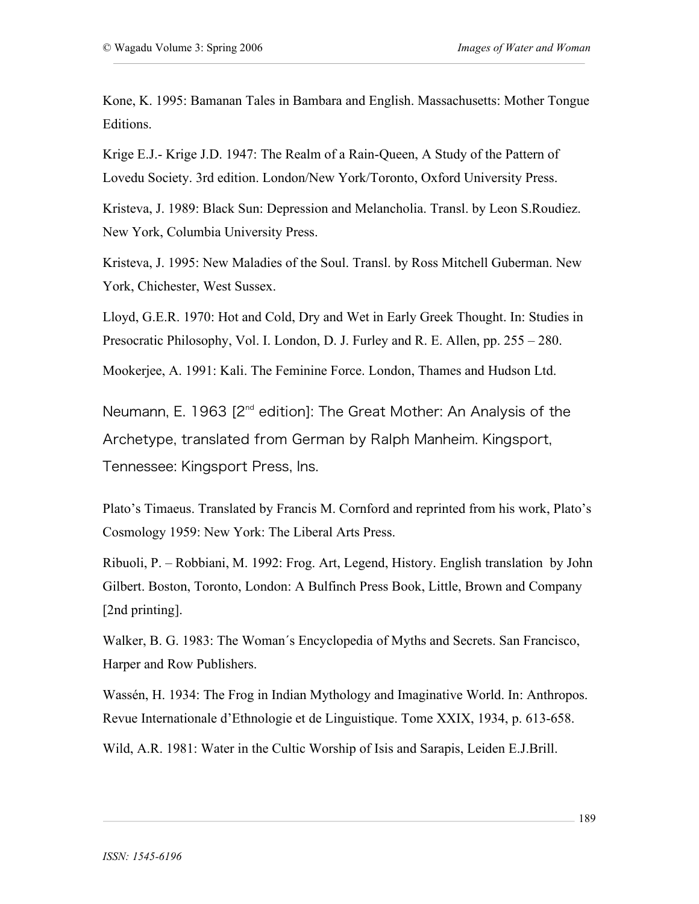Kone, K. 1995: Bamanan Tales in Bambara and English. Massachusetts: Mother Tongue Editions.

Krige E.J.- Krige J.D. 1947: The Realm of a Rain-Queen, A Study of the Pattern of Lovedu Society. 3rd edition. London/New York/Toronto, Oxford University Press.

Kristeva, J. 1989: Black Sun: Depression and Melancholia. Transl. by Leon S.Roudiez. New York, Columbia University Press.

Kristeva, J. 1995: New Maladies of the Soul. Transl. by Ross Mitchell Guberman. New York, Chichester, West Sussex.

Lloyd, G.E.R. 1970: Hot and Cold, Dry and Wet in Early Greek Thought. In: Studies in Presocratic Philosophy, Vol. I. London, D. J. Furley and R. E. Allen, pp. 255 – 280.

Mookerjee, A. 1991: Kali. The Feminine Force. London, Thames and Hudson Ltd.

Neumann, E. 1963 [2nd edition]: The Great Mother: An Analysis of the Archetype, translated from German by Ralph Manheim. Kingsport, Tennessee: Kingsport Press, Ins.

Plato's Timaeus. Translated by Francis M. Cornford and reprinted from his work, Plato's Cosmology 1959: New York: The Liberal Arts Press.

Ribuoli, P. – Robbiani, M. 1992: Frog. Art, Legend, History. English translation by John Gilbert. Boston, Toronto, London: A Bulfinch Press Book, Little, Brown and Company [2nd printing].

Walker, B. G. 1983: The Woman´s Encyclopedia of Myths and Secrets. San Francisco, Harper and Row Publishers.

Wassén, H. 1934: The Frog in Indian Mythology and Imaginative World. In: Anthropos. Revue Internationale d'Ethnologie et de Linguistique. Tome XXIX, 1934, p. 613-658.

Wild, A.R. 1981: Water in the Cultic Worship of Isis and Sarapis, Leiden E.J.Brill.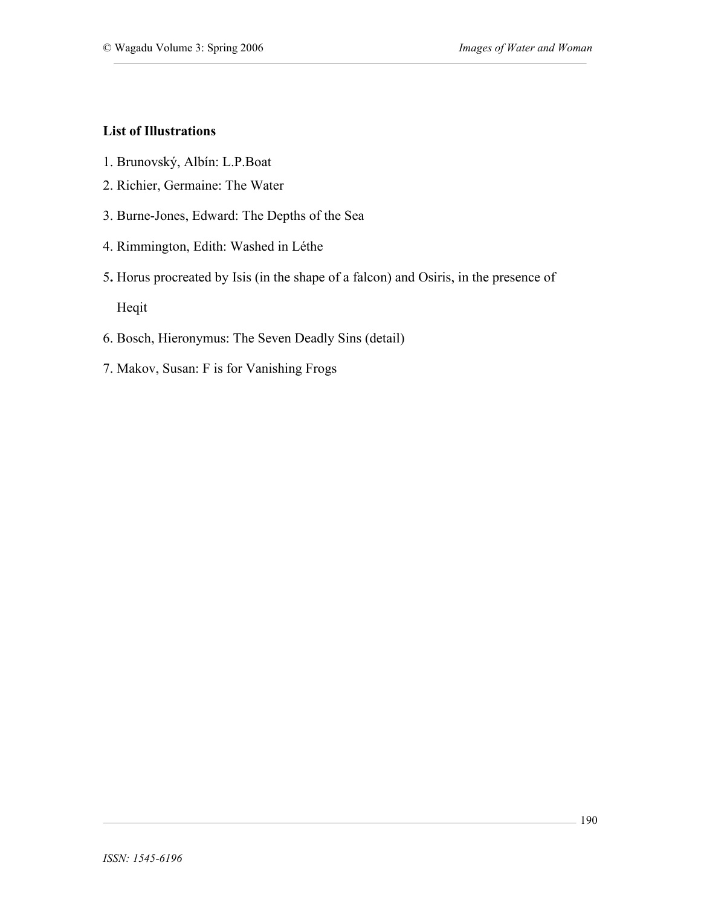**List of Illustrations**

1. Brunovský, Albín: L.P.Boat
2. Richier, Germaine: The Water
3. Burne-Jones, Edward: The Depths of the Sea
4. Rimmington, Edith: Washed in Léthe
5. Horus procreated by Isis (in the shape of a falcon) and Osiris, in the presence of Heqit
6. Bosch, Hieronymus: The Seven Deadly Sins (detail)
7. Makov, Susan: F is for Vanishing Frogs